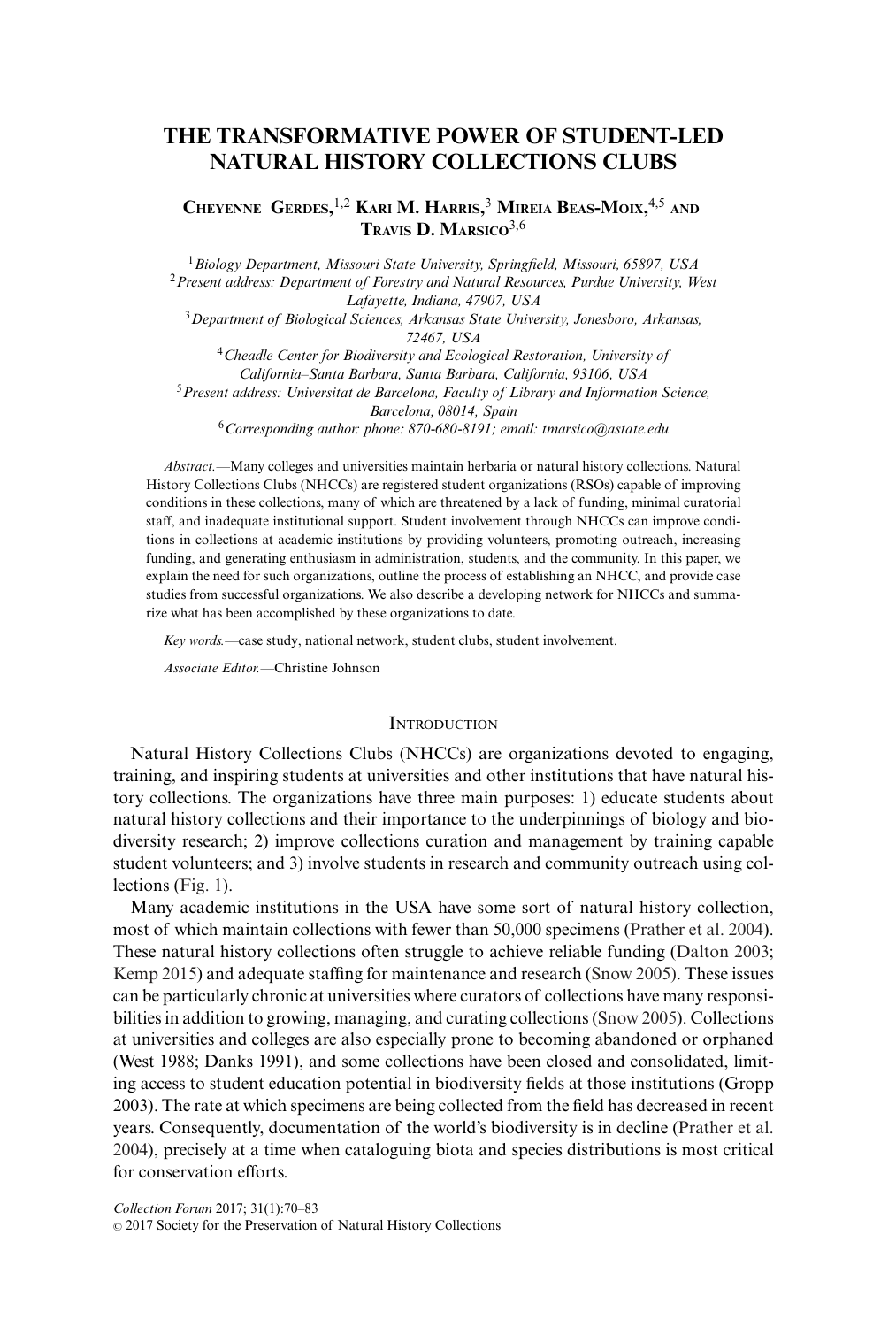# THE TRANSFORMATIVE POWER OF STUDENT-LED NATURAL HISTORY COLLECTIONS CLUBS

Cheyenne Gerdes,[1,2] Kari M. Harris,[3] Mireia Beas-Moix,[4,5] and Travis D. Marsico[3,6]

[1] *Biology Department, Missouri State University, Springfield, Missouri, 65897, USA*
[2] *Present address: Department of Forestry and Natural Resources, Purdue University, West Lafayette, Indiana, 47907, USA*
[3] *Department of Biological Sciences, Arkansas State University, Jonesboro, Arkansas, 72467, USA*
[4] *Cheadle Center for Biodiversity and Ecological Restoration, University of California–Santa Barbara, Santa Barbara, California, 93106, USA*
[5] *Present address: Universitat de Barcelona, Faculty of Library and Information Science, Barcelona, 08014, Spain*
[6] *Corresponding author: phone: 870-680-8191; email: tmarsico@astate.edu*

*Abstract.*—Many colleges and universities maintain herbaria or natural history collections. Natural History Collections Clubs (NHCCs) are registered student organizations (RSOs) capable of improving conditions in these collections, many of which are threatened by a lack of funding, minimal curatorial staff, and inadequate institutional support. Student involvement through NHCCs can improve conditions in collections at academic institutions by providing volunteers, promoting outreach, increasing funding, and generating enthusiasm in administration, students, and the community. In this paper, we explain the need for such organizations, outline the process of establishing an NHCC, and provide case studies from successful organizations. We also describe a developing network for NHCCs and summarize what has been accomplished by these organizations to date.

*Key words.*—case study, national network, student clubs, student involvement.

*Associate Editor.*—Christine Johnson

## Introduction

Natural History Collections Clubs (NHCCs) are organizations devoted to engaging, training, and inspiring students at universities and other institutions that have natural history collections. The organizations have three main purposes: 1) educate students about natural history collections and their importance to the underpinnings of biology and biodiversity research; 2) improve collections curation and management by training capable student volunteers; and 3) involve students in research and community outreach using collections (Fig. 1).

Many academic institutions in the USA have some sort of natural history collection, most of which maintain collections with fewer than 50,000 specimens (Prather et al. 2004). These natural history collections often struggle to achieve reliable funding (Dalton 2003; Kemp 2015) and adequate staffing for maintenance and research (Snow 2005). These issues can be particularly chronic at universities where curators of collections have many responsibilities in addition to growing, managing, and curating collections (Snow 2005). Collections at universities and colleges are also especially prone to becoming abandoned or orphaned (West 1988; Danks 1991), and some collections have been closed and consolidated, limiting access to student education potential in biodiversity fields at those institutions (Gropp 2003). The rate at which specimens are being collected from the field has decreased in recent years. Consequently, documentation of the world's biodiversity is in decline (Prather et al. 2004), precisely at a time when cataloguing biota and species distributions is most critical for conservation efforts.

*Collection Forum* 2017; 31(1):70–83
© 2017 Society for the Preservation of Natural History Collections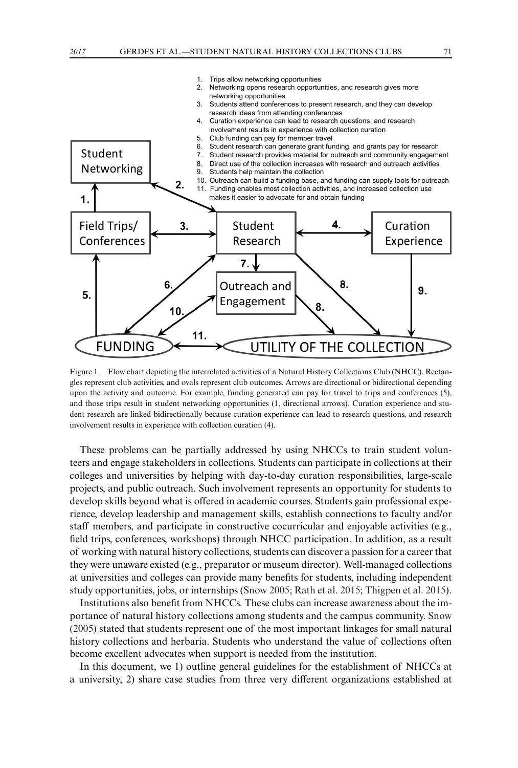1. Trips allow networking opportunities
2. Networking opens research opportunities, and research gives more networking opportunities
3. Students attend conferences to present research, and they can develop research ideas from attending conferences
4. Curation experience can lead to research questions, and research involvement results in experience with collection curation
5. Club funding can pay for member travel
6. Student research can generate grant funding, and grants pay for research
7. Student research provides material for outreach and community engagement
8. Direct use of the collection increases with research and outreach activities
9. Students help maintain the collection
10. Outreach can build a funding base, and funding can supply tools for outreach
11. Funding enables most collection activities, and increased collection use makes it easier to advocate for and obtain funding

Student Networking

Field Trips/ Conferences

Student Research

Curation Experience

Outreach and Engagement

FUNDING

UTILITY OF THE COLLECTION

Figure 1. Flow chart depicting the interrelated activities of a Natural History Collections Club (NHCC). Rectangles represent club activities, and ovals represent club outcomes. Arrows are directional or bidirectional depending upon the activity and outcome. For example, funding generated can pay for travel to trips and conferences (5), and those trips result in student networking opportunities (1, directional arrows). Curation experience and student research are linked bidirectionally because curation experience can lead to research questions, and research involvement results in experience with collection curation (4).

These problems can be partially addressed by using NHCCs to train student volunteers and engage stakeholders in collections. Students can participate in collections at their colleges and universities by helping with day-to-day curation responsibilities, large-scale projects, and public outreach. Such involvement represents an opportunity for students to develop skills beyond what is offered in academic courses. Students gain professional experience, develop leadership and management skills, establish connections to faculty and/or staff members, and participate in constructive cocurricular and enjoyable activities (e.g., field trips, conferences, workshops) through NHCC participation. In addition, as a result of working with natural history collections, students can discover a passion for a career that they were unaware existed (e.g., preparator or museum director). Well-managed collections at universities and colleges can provide many benefits for students, including independent study opportunities, jobs, or internships (Snow 2005; Rath et al. 2015; Thigpen et al. 2015).

Institutions also benefit from NHCCs. These clubs can increase awareness about the importance of natural history collections among students and the campus community. Snow (2005) stated that students represent one of the most important linkages for small natural history collections and herbaria. Students who understand the value of collections often become excellent advocates when support is needed from the institution.

In this document, we 1) outline general guidelines for the establishment of NHCCs at a university, 2) share case studies from three very different organizations established at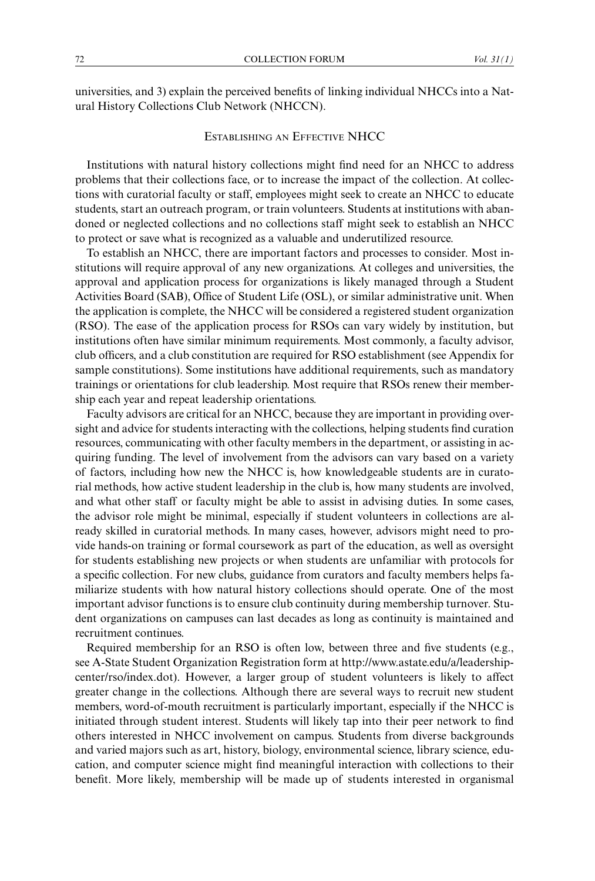universities, and 3) explain the perceived benefits of linking individual NHCCs into a Natural History Collections Club Network (NHCCN).

## Establishing an Effective NHCC

Institutions with natural history collections might find need for an NHCC to address problems that their collections face, or to increase the impact of the collection. At collections with curatorial faculty or staff, employees might seek to create an NHCC to educate students, start an outreach program, or train volunteers. Students at institutions with abandoned or neglected collections and no collections staff might seek to establish an NHCC to protect or save what is recognized as a valuable and underutilized resource.

To establish an NHCC, there are important factors and processes to consider. Most institutions will require approval of any new organizations. At colleges and universities, the approval and application process for organizations is likely managed through a Student Activities Board (SAB), Office of Student Life (OSL), or similar administrative unit. When the application is complete, the NHCC will be considered a registered student organization (RSO). The ease of the application process for RSOs can vary widely by institution, but institutions often have similar minimum requirements. Most commonly, a faculty advisor, club officers, and a club constitution are required for RSO establishment (see Appendix for sample constitutions). Some institutions have additional requirements, such as mandatory trainings or orientations for club leadership. Most require that RSOs renew their membership each year and repeat leadership orientations.

Faculty advisors are critical for an NHCC, because they are important in providing oversight and advice for students interacting with the collections, helping students find curation resources, communicating with other faculty members in the department, or assisting in acquiring funding. The level of involvement from the advisors can vary based on a variety of factors, including how new the NHCC is, how knowledgeable students are in curatorial methods, how active student leadership in the club is, how many students are involved, and what other staff or faculty might be able to assist in advising duties. In some cases, the advisor role might be minimal, especially if student volunteers in collections are already skilled in curatorial methods. In many cases, however, advisors might need to provide hands-on training or formal coursework as part of the education, as well as oversight for students establishing new projects or when students are unfamiliar with protocols for a specific collection. For new clubs, guidance from curators and faculty members helps familiarize students with how natural history collections should operate. One of the most important advisor functions is to ensure club continuity during membership turnover. Student organizations on campuses can last decades as long as continuity is maintained and recruitment continues.

Required membership for an RSO is often low, between three and five students (e.g., see A-State Student Organization Registration form at http://www.astate.edu/a/leadership-center/rso/index.dot). However, a larger group of student volunteers is likely to affect greater change in the collections. Although there are several ways to recruit new student members, word-of-mouth recruitment is particularly important, especially if the NHCC is initiated through student interest. Students will likely tap into their peer network to find others interested in NHCC involvement on campus. Students from diverse backgrounds and varied majors such as art, history, biology, environmental science, library science, education, and computer science might find meaningful interaction with collections to their benefit. More likely, membership will be made up of students interested in organismal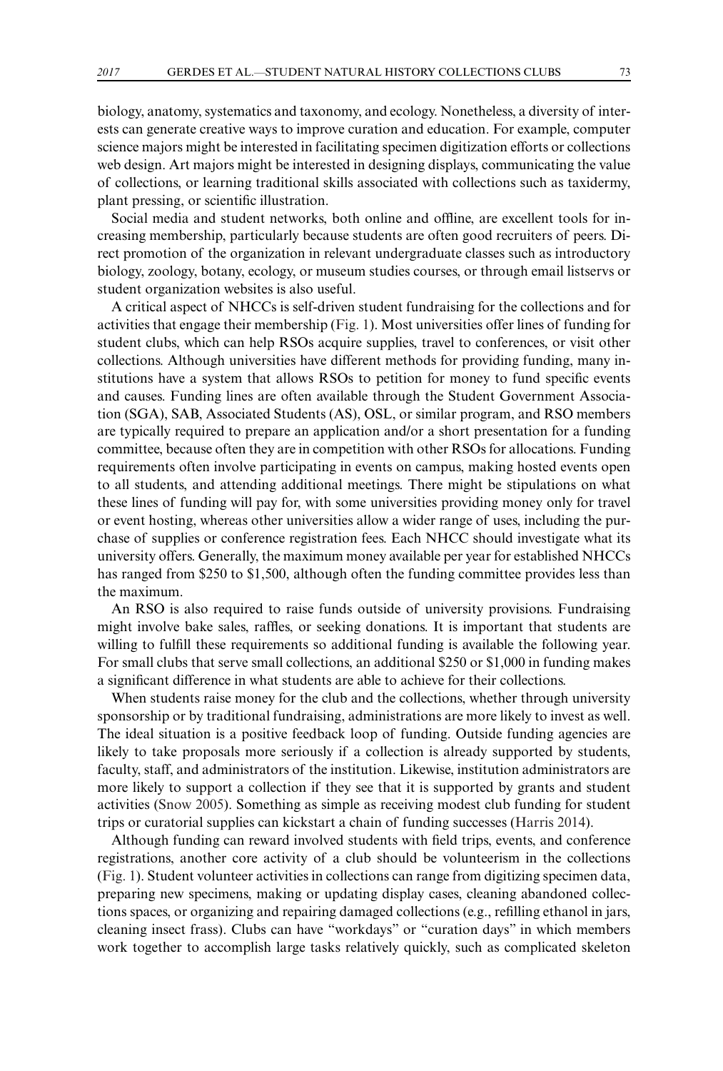biology, anatomy, systematics and taxonomy, and ecology. Nonetheless, a diversity of interests can generate creative ways to improve curation and education. For example, computer science majors might be interested in facilitating specimen digitization efforts or collections web design. Art majors might be interested in designing displays, communicating the value of collections, or learning traditional skills associated with collections such as taxidermy, plant pressing, or scientific illustration.

Social media and student networks, both online and offline, are excellent tools for increasing membership, particularly because students are often good recruiters of peers. Direct promotion of the organization in relevant undergraduate classes such as introductory biology, zoology, botany, ecology, or museum studies courses, or through email listservs or student organization websites is also useful.

A critical aspect of NHCCs is self-driven student fundraising for the collections and for activities that engage their membership (Fig. 1). Most universities offer lines of funding for student clubs, which can help RSOs acquire supplies, travel to conferences, or visit other collections. Although universities have different methods for providing funding, many institutions have a system that allows RSOs to petition for money to fund specific events and causes. Funding lines are often available through the Student Government Association (SGA), SAB, Associated Students (AS), OSL, or similar program, and RSO members are typically required to prepare an application and/or a short presentation for a funding committee, because often they are in competition with other RSOs for allocations. Funding requirements often involve participating in events on campus, making hosted events open to all students, and attending additional meetings. There might be stipulations on what these lines of funding will pay for, with some universities providing money only for travel or event hosting, whereas other universities allow a wider range of uses, including the purchase of supplies or conference registration fees. Each NHCC should investigate what its university offers. Generally, the maximum money available per year for established NHCCs has ranged from $250 to $1,500, although often the funding committee provides less than the maximum.

An RSO is also required to raise funds outside of university provisions. Fundraising might involve bake sales, raffles, or seeking donations. It is important that students are willing to fulfill these requirements so additional funding is available the following year. For small clubs that serve small collections, an additional $250 or $1,000 in funding makes a significant difference in what students are able to achieve for their collections.

When students raise money for the club and the collections, whether through university sponsorship or by traditional fundraising, administrations are more likely to invest as well. The ideal situation is a positive feedback loop of funding. Outside funding agencies are likely to take proposals more seriously if a collection is already supported by students, faculty, staff, and administrators of the institution. Likewise, institution administrators are more likely to support a collection if they see that it is supported by grants and student activities (Snow 2005). Something as simple as receiving modest club funding for student trips or curatorial supplies can kickstart a chain of funding successes (Harris 2014).

Although funding can reward involved students with field trips, events, and conference registrations, another core activity of a club should be volunteerism in the collections (Fig. 1). Student volunteer activities in collections can range from digitizing specimen data, preparing new specimens, making or updating display cases, cleaning abandoned collections spaces, or organizing and repairing damaged collections (e.g., refilling ethanol in jars, cleaning insect frass). Clubs can have "workdays" or "curation days" in which members work together to accomplish large tasks relatively quickly, such as complicated skeleton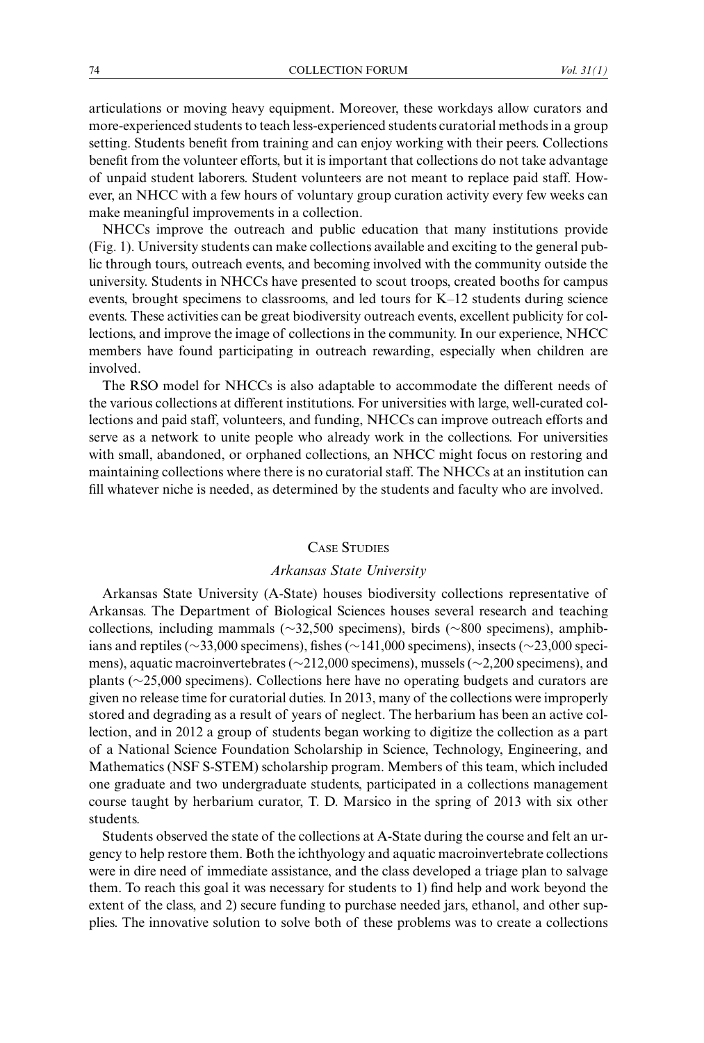articulations or moving heavy equipment. Moreover, these workdays allow curators and more-experienced students to teach less-experienced students curatorial methods in a group setting. Students benefit from training and can enjoy working with their peers. Collections benefit from the volunteer efforts, but it is important that collections do not take advantage of unpaid student laborers. Student volunteers are not meant to replace paid staff. However, an NHCC with a few hours of voluntary group curation activity every few weeks can make meaningful improvements in a collection.

NHCCs improve the outreach and public education that many institutions provide (Fig. 1). University students can make collections available and exciting to the general public through tours, outreach events, and becoming involved with the community outside the university. Students in NHCCs have presented to scout troops, created booths for campus events, brought specimens to classrooms, and led tours for K–12 students during science events. These activities can be great biodiversity outreach events, excellent publicity for collections, and improve the image of collections in the community. In our experience, NHCC members have found participating in outreach rewarding, especially when children are involved.

The RSO model for NHCCs is also adaptable to accommodate the different needs of the various collections at different institutions. For universities with large, well-curated collections and paid staff, volunteers, and funding, NHCCs can improve outreach efforts and serve as a network to unite people who already work in the collections. For universities with small, abandoned, or orphaned collections, an NHCC might focus on restoring and maintaining collections where there is no curatorial staff. The NHCCs at an institution can fill whatever niche is needed, as determined by the students and faculty who are involved.

## Case Studies

### *Arkansas State University*

Arkansas State University (A-State) houses biodiversity collections representative of Arkansas. The Department of Biological Sciences houses several research and teaching collections, including mammals (~32,500 specimens), birds (~800 specimens), amphibians and reptiles (~33,000 specimens), fishes (~141,000 specimens), insects (~23,000 specimens), aquatic macroinvertebrates (~212,000 specimens), mussels (~2,200 specimens), and plants (~25,000 specimens). Collections here have no operating budgets and curators are given no release time for curatorial duties. In 2013, many of the collections were improperly stored and degrading as a result of years of neglect. The herbarium has been an active collection, and in 2012 a group of students began working to digitize the collection as a part of a National Science Foundation Scholarship in Science, Technology, Engineering, and Mathematics (NSF S-STEM) scholarship program. Members of this team, which included one graduate and two undergraduate students, participated in a collections management course taught by herbarium curator, T. D. Marsico in the spring of 2013 with six other students.

Students observed the state of the collections at A-State during the course and felt an urgency to help restore them. Both the ichthyology and aquatic macroinvertebrate collections were in dire need of immediate assistance, and the class developed a triage plan to salvage them. To reach this goal it was necessary for students to 1) find help and work beyond the extent of the class, and 2) secure funding to purchase needed jars, ethanol, and other supplies. The innovative solution to solve both of these problems was to create a collections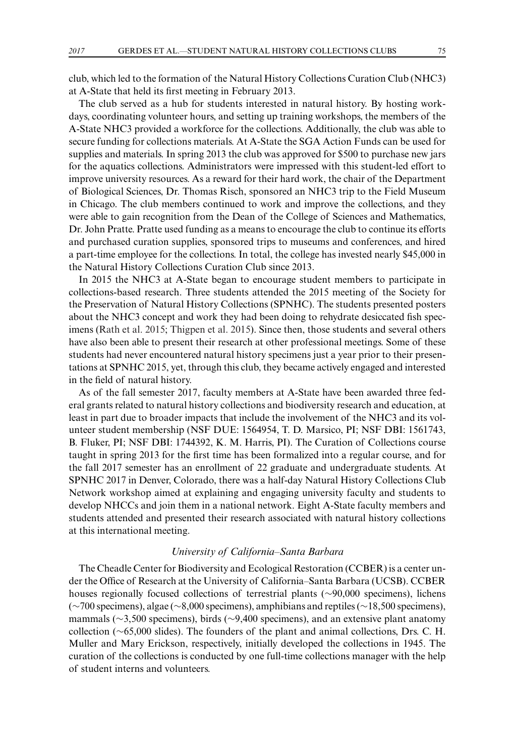club, which led to the formation of the Natural History Collections Curation Club (NHC3) at A-State that held its first meeting in February 2013.

The club served as a hub for students interested in natural history. By hosting workdays, coordinating volunteer hours, and setting up training workshops, the members of the A-State NHC3 provided a workforce for the collections. Additionally, the club was able to secure funding for collections materials. At A-State the SGA Action Funds can be used for supplies and materials. In spring 2013 the club was approved for $500 to purchase new jars for the aquatics collections. Administrators were impressed with this student-led effort to improve university resources. As a reward for their hard work, the chair of the Department of Biological Sciences, Dr. Thomas Risch, sponsored an NHC3 trip to the Field Museum in Chicago. The club members continued to work and improve the collections, and they were able to gain recognition from the Dean of the College of Sciences and Mathematics, Dr. John Pratte. Pratte used funding as a means to encourage the club to continue its efforts and purchased curation supplies, sponsored trips to museums and conferences, and hired a part-time employee for the collections. In total, the college has invested nearly $45,000 in the Natural History Collections Curation Club since 2013.

In 2015 the NHC3 at A-State began to encourage student members to participate in collections-based research. Three students attended the 2015 meeting of the Society for the Preservation of Natural History Collections (SPNHC). The students presented posters about the NHC3 concept and work they had been doing to rehydrate desiccated fish specimens (Rath et al. 2015; Thigpen et al. 2015). Since then, those students and several others have also been able to present their research at other professional meetings. Some of these students had never encountered natural history specimens just a year prior to their presentations at SPNHC 2015, yet, through this club, they became actively engaged and interested in the field of natural history.

As of the fall semester 2017, faculty members at A-State have been awarded three federal grants related to natural history collections and biodiversity research and education, at least in part due to broader impacts that include the involvement of the NHC3 and its volunteer student membership (NSF DUE: 1564954, T. D. Marsico, PI; NSF DBI: 1561743, B. Fluker, PI; NSF DBI: 1744392, K. M. Harris, PI). The Curation of Collections course taught in spring 2013 for the first time has been formalized into a regular course, and for the fall 2017 semester has an enrollment of 22 graduate and undergraduate students. At SPNHC 2017 in Denver, Colorado, there was a half-day Natural History Collections Club Network workshop aimed at explaining and engaging university faculty and students to develop NHCCs and join them in a national network. Eight A-State faculty members and students attended and presented their research associated with natural history collections at this international meeting.

### *University of California–Santa Barbara*

The Cheadle Center for Biodiversity and Ecological Restoration (CCBER) is a center under the Office of Research at the University of California–Santa Barbara (UCSB). CCBER houses regionally focused collections of terrestrial plants (~90,000 specimens), lichens (~700 specimens), algae (~8,000 specimens), amphibians and reptiles (~18,500 specimens), mammals (~3,500 specimens), birds (~9,400 specimens), and an extensive plant anatomy collection (~65,000 slides). The founders of the plant and animal collections, Drs. C. H. Muller and Mary Erickson, respectively, initially developed the collections in 1945. The curation of the collections is conducted by one full-time collections manager with the help of student interns and volunteers.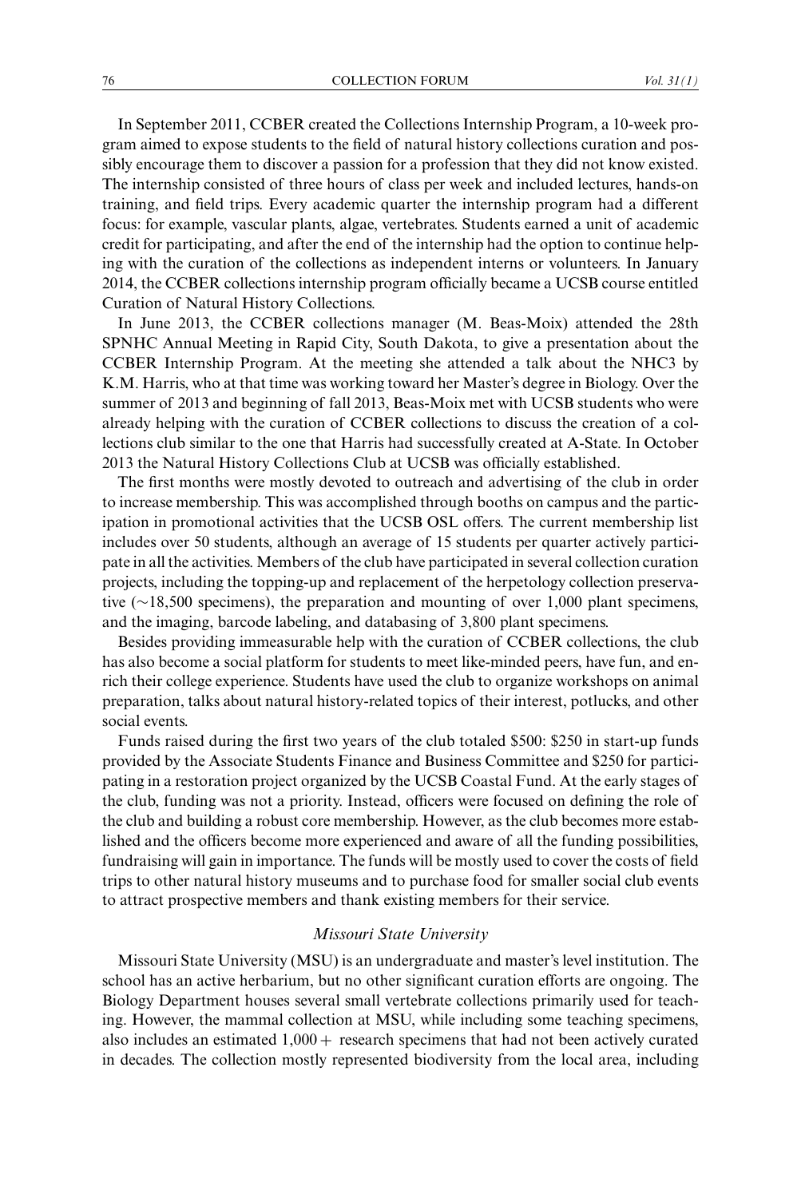In September 2011, CCBER created the Collections Internship Program, a 10-week program aimed to expose students to the field of natural history collections curation and possibly encourage them to discover a passion for a profession that they did not know existed. The internship consisted of three hours of class per week and included lectures, hands-on training, and field trips. Every academic quarter the internship program had a different focus: for example, vascular plants, algae, vertebrates. Students earned a unit of academic credit for participating, and after the end of the internship had the option to continue helping with the curation of the collections as independent interns or volunteers. In January 2014, the CCBER collections internship program officially became a UCSB course entitled Curation of Natural History Collections.

In June 2013, the CCBER collections manager (M. Beas-Moix) attended the 28th SPNHC Annual Meeting in Rapid City, South Dakota, to give a presentation about the CCBER Internship Program. At the meeting she attended a talk about the NHC3 by K.M. Harris, who at that time was working toward her Master's degree in Biology. Over the summer of 2013 and beginning of fall 2013, Beas-Moix met with UCSB students who were already helping with the curation of CCBER collections to discuss the creation of a collections club similar to the one that Harris had successfully created at A-State. In October 2013 the Natural History Collections Club at UCSB was officially established.

The first months were mostly devoted to outreach and advertising of the club in order to increase membership. This was accomplished through booths on campus and the participation in promotional activities that the UCSB OSL offers. The current membership list includes over 50 students, although an average of 15 students per quarter actively participate in all the activities. Members of the club have participated in several collection curation projects, including the topping-up and replacement of the herpetology collection preservative (~18,500 specimens), the preparation and mounting of over 1,000 plant specimens, and the imaging, barcode labeling, and databasing of 3,800 plant specimens.

Besides providing immeasurable help with the curation of CCBER collections, the club has also become a social platform for students to meet like-minded peers, have fun, and enrich their college experience. Students have used the club to organize workshops on animal preparation, talks about natural history-related topics of their interest, potlucks, and other social events.

Funds raised during the first two years of the club totaled \$500: \$250 in start-up funds provided by the Associate Students Finance and Business Committee and \$250 for participating in a restoration project organized by the UCSB Coastal Fund. At the early stages of the club, funding was not a priority. Instead, officers were focused on defining the role of the club and building a robust core membership. However, as the club becomes more established and the officers become more experienced and aware of all the funding possibilities, fundraising will gain in importance. The funds will be mostly used to cover the costs of field trips to other natural history museums and to purchase food for smaller social club events to attract prospective members and thank existing members for their service.

### *Missouri State University*

Missouri State University (MSU) is an undergraduate and master's level institution. The school has an active herbarium, but no other significant curation efforts are ongoing. The Biology Department houses several small vertebrate collections primarily used for teaching. However, the mammal collection at MSU, while including some teaching specimens, also includes an estimated 1,000+ research specimens that had not been actively curated in decades. The collection mostly represented biodiversity from the local area, including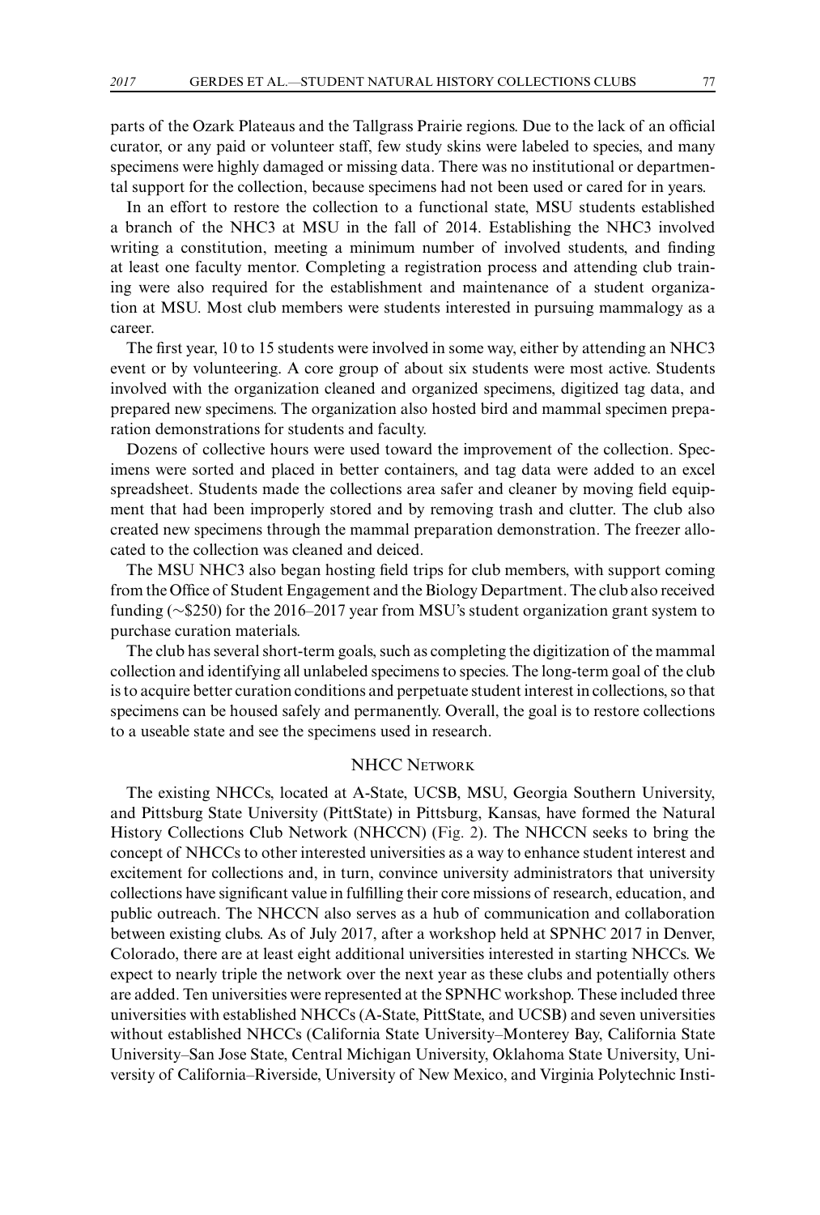parts of the Ozark Plateaus and the Tallgrass Prairie regions. Due to the lack of an official curator, or any paid or volunteer staff, few study skins were labeled to species, and many specimens were highly damaged or missing data. There was no institutional or departmental support for the collection, because specimens had not been used or cared for in years.

In an effort to restore the collection to a functional state, MSU students established a branch of the NHC3 at MSU in the fall of 2014. Establishing the NHC3 involved writing a constitution, meeting a minimum number of involved students, and finding at least one faculty mentor. Completing a registration process and attending club training were also required for the establishment and maintenance of a student organization at MSU. Most club members were students interested in pursuing mammalogy as a career.

The first year, 10 to 15 students were involved in some way, either by attending an NHC3 event or by volunteering. A core group of about six students were most active. Students involved with the organization cleaned and organized specimens, digitized tag data, and prepared new specimens. The organization also hosted bird and mammal specimen preparation demonstrations for students and faculty.

Dozens of collective hours were used toward the improvement of the collection. Specimens were sorted and placed in better containers, and tag data were added to an excel spreadsheet. Students made the collections area safer and cleaner by moving field equipment that had been improperly stored and by removing trash and clutter. The club also created new specimens through the mammal preparation demonstration. The freezer allocated to the collection was cleaned and deiced.

The MSU NHC3 also began hosting field trips for club members, with support coming from the Office of Student Engagement and the Biology Department. The club also received funding (~$250) for the 2016–2017 year from MSU's student organization grant system to purchase curation materials.

The club has several short-term goals, such as completing the digitization of the mammal collection and identifying all unlabeled specimens to species. The long-term goal of the club is to acquire better curation conditions and perpetuate student interest in collections, so that specimens can be housed safely and permanently. Overall, the goal is to restore collections to a useable state and see the specimens used in research.

## NHCC Network

The existing NHCCs, located at A-State, UCSB, MSU, Georgia Southern University, and Pittsburg State University (PittState) in Pittsburg, Kansas, have formed the Natural History Collections Club Network (NHCCN) (Fig. 2). The NHCCN seeks to bring the concept of NHCCs to other interested universities as a way to enhance student interest and excitement for collections and, in turn, convince university administrators that university collections have significant value in fulfilling their core missions of research, education, and public outreach. The NHCCN also serves as a hub of communication and collaboration between existing clubs. As of July 2017, after a workshop held at SPNHC 2017 in Denver, Colorado, there are at least eight additional universities interested in starting NHCCs. We expect to nearly triple the network over the next year as these clubs and potentially others are added. Ten universities were represented at the SPNHC workshop. These included three universities with established NHCCs (A-State, PittState, and UCSB) and seven universities without established NHCCs (California State University–Monterey Bay, California State University–San Jose State, Central Michigan University, Oklahoma State University, University of California–Riverside, University of New Mexico, and Virginia Polytechnic Insti-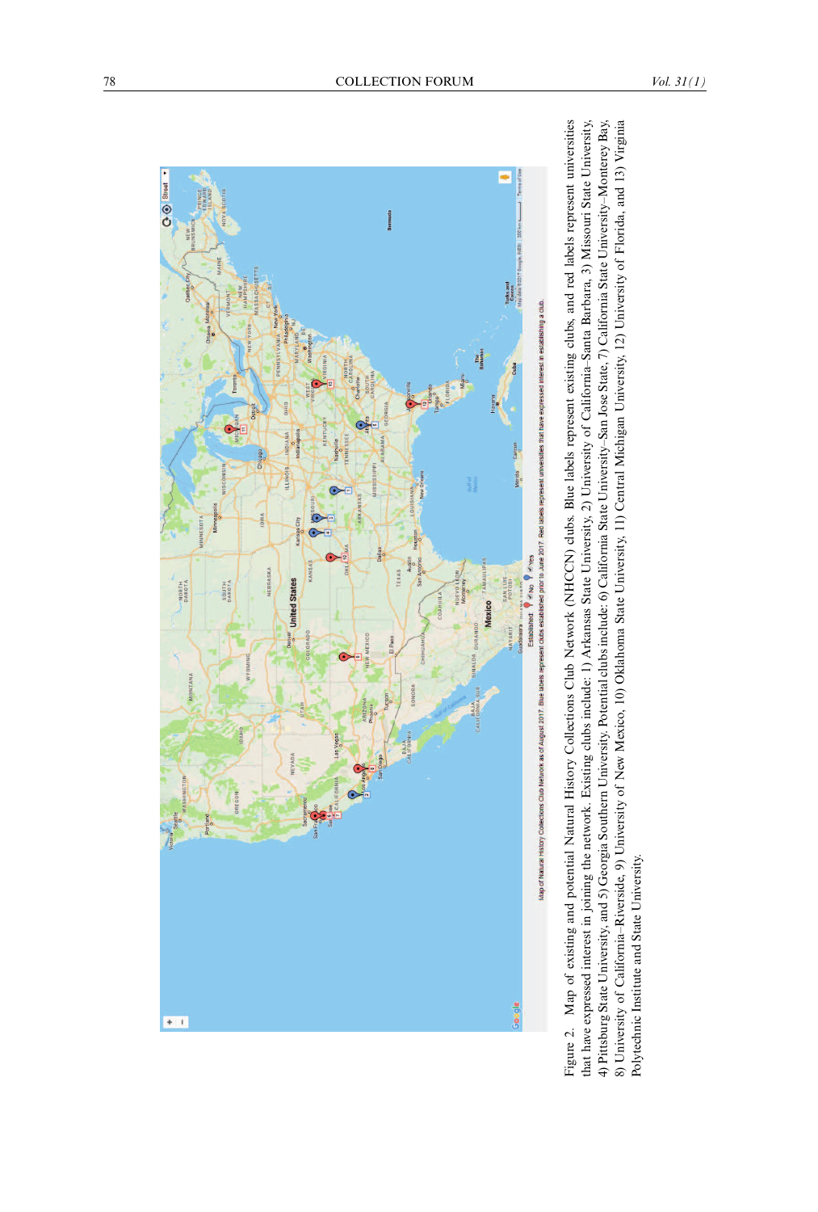Figure 2. Map of existing and potential Natural History Collections Club Network (NHCCN) clubs. Blue labels represent existing clubs, and red labels represent universities that have expressed interest in joining the network. Existing clubs include: 1) Arkansas State University, 2) University of California–Santa Barbara, 3) Missouri State University, 4) Pittsburg State University, and 5) Georgia Southern University. Potential clubs include: 6) California State University–San Jose State, 7) California State University–Monterey Bay, 8) University of California–Riverside, 9) University of New Mexico, 10) Oklahoma State University, 11) Central Michigan University, 12) University of Florida, and 13) Virginia Polytechnic Institute and State University.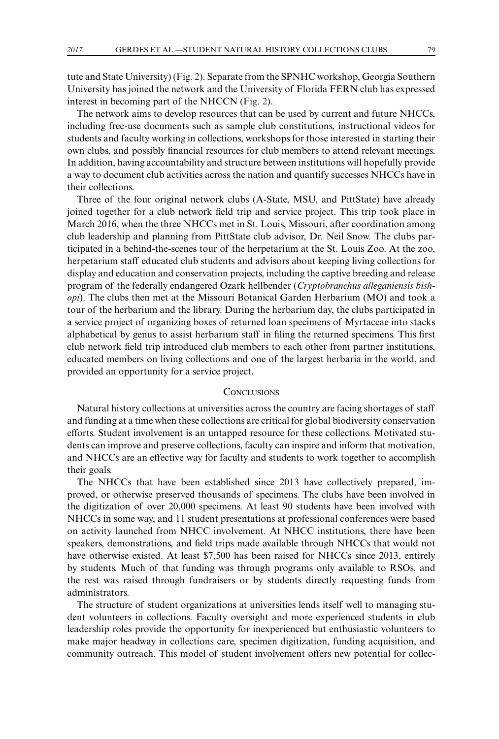tute and State University) (Fig. 2). Separate from the SPNHC workshop, Georgia Southern University has joined the network and the University of Florida FERN club has expressed interest in becoming part of the NHCCN (Fig. 2).

The network aims to develop resources that can be used by current and future NHCCs, including free-use documents such as sample club constitutions, instructional videos for students and faculty working in collections, workshops for those interested in starting their own clubs, and possibly financial resources for club members to attend relevant meetings. In addition, having accountability and structure between institutions will hopefully provide a way to document club activities across the nation and quantify successes NHCCs have in their collections.

Three of the four original network clubs (A-State, MSU, and PittState) have already joined together for a club network field trip and service project. This trip took place in March 2016, when the three NHCCs met in St. Louis, Missouri, after coordination among club leadership and planning from PittState club advisor, Dr. Neil Snow. The clubs participated in a behind-the-scenes tour of the herpetarium at the St. Louis Zoo. At the zoo, herpetarium staff educated club students and advisors about keeping living collections for display and education and conservation projects, including the captive breeding and release program of the federally endangered Ozark hellbender (*Cryptobranchus alleganiensis bishopi*). The clubs then met at the Missouri Botanical Garden Herbarium (MO) and took a tour of the herbarium and the library. During the herbarium day, the clubs participated in a service project of organizing boxes of returned loan specimens of Myrtaceae into stacks alphabetical by genus to assist herbarium staff in filing the returned specimens. This first club network field trip introduced club members to each other from partner institutions, educated members on living collections and one of the largest herbaria in the world, and provided an opportunity for a service project.

## Conclusions

Natural history collections at universities across the country are facing shortages of staff and funding at a time when these collections are critical for global biodiversity conservation efforts. Student involvement is an untapped resource for these collections. Motivated students can improve and preserve collections, faculty can inspire and inform that motivation, and NHCCs are an effective way for faculty and students to work together to accomplish their goals.

The NHCCs that have been established since 2013 have collectively prepared, improved, or otherwise preserved thousands of specimens. The clubs have been involved in the digitization of over 20,000 specimens. At least 90 students have been involved with NHCCs in some way, and 11 student presentations at professional conferences were based on activity launched from NHCC involvement. At NHCC institutions, there have been speakers, demonstrations, and field trips made available through NHCCs that would not have otherwise existed. At least $7,500 has been raised for NHCCs since 2013, entirely by students. Much of that funding was through programs only available to RSOs, and the rest was raised through fundraisers or by students directly requesting funds from administrators.

The structure of student organizations at universities lends itself well to managing student volunteers in collections. Faculty oversight and more experienced students in club leadership roles provide the opportunity for inexperienced but enthusiastic volunteers to make major headway in collections care, specimen digitization, funding acquisition, and community outreach. This model of student involvement offers new potential for collec-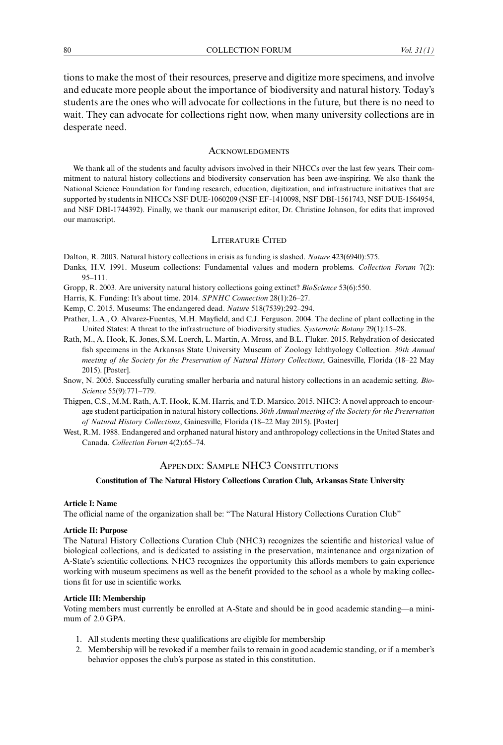tions to make the most of their resources, preserve and digitize more specimens, and involve and educate more people about the importance of biodiversity and natural history. Today's students are the ones who will advocate for collections in the future, but there is no need to wait. They can advocate for collections right now, when many university collections are in desperate need.

## Acknowledgments

We thank all of the students and faculty advisors involved in their NHCCs over the last few years. Their commitment to natural history collections and biodiversity conservation has been awe-inspiring. We also thank the National Science Foundation for funding research, education, digitization, and infrastructure initiatives that are supported by students in NHCCs NSF DUE-1060209 (NSF EF-1410098, NSF DBI-1561743, NSF DUE-1564954, and NSF DBI-1744392). Finally, we thank our manuscript editor, Dr. Christine Johnson, for edits that improved our manuscript.

## Literature Cited

Dalton, R. 2003. Natural history collections in crisis as funding is slashed. *Nature* 423(6940):575.

Danks, H.V. 1991. Museum collections: Fundamental values and modern problems. *Collection Forum* 7(2): 95–111.

Gropp, R. 2003. Are university natural history collections going extinct? *BioScience* 53(6):550.

Harris, K. Funding: It's about time. 2014. *SPNHC Connection* 28(1):26–27.

Kemp, C. 2015. Museums: The endangered dead. *Nature* 518(7539):292–294.

Prather, L.A., O. Alvarez-Fuentes, M.H. Mayfield, and C.J. Ferguson. 2004. The decline of plant collecting in the United States: A threat to the infrastructure of biodiversity studies. *Systematic Botany* 29(1):15–28.

Rath, M., A. Hook, K. Jones, S.M. Loerch, L. Martin, A. Mross, and B.L. Fluker. 2015. Rehydration of desiccated fish specimens in the Arkansas State University Museum of Zoology Ichthyology Collection. *30th Annual meeting of the Society for the Preservation of Natural History Collections*, Gainesville, Florida (18–22 May 2015). [Poster].

Snow, N. 2005. Successfully curating smaller herbaria and natural history collections in an academic setting. *BioScience* 55(9):771–779.

Thigpen, C.S., M.M. Rath, A.T. Hook, K.M. Harris, and T.D. Marsico. 2015. NHC3: A novel approach to encourage student participation in natural history collections. *30th Annual meeting of the Society for the Preservation of Natural History Collections*, Gainesville, Florida (18–22 May 2015). [Poster]

West, R.M. 1988. Endangered and orphaned natural history and anthropology collections in the United States and Canada. *Collection Forum* 4(2):65–74.

## Appendix: Sample NHC3 Constitutions

### Constitution of The Natural History Collections Curation Club, Arkansas State University

**Article I: Name**

The official name of the organization shall be: "The Natural History Collections Curation Club"

**Article II: Purpose**

The Natural History Collections Curation Club (NHC3) recognizes the scientific and historical value of biological collections, and is dedicated to assisting in the preservation, maintenance and organization of A-State's scientific collections. NHC3 recognizes the opportunity this affords members to gain experience working with museum specimens as well as the benefit provided to the school as a whole by making collections fit for use in scientific works.

**Article III: Membership**

Voting members must currently be enrolled at A-State and should be in good academic standing—a minimum of 2.0 GPA.

1. All students meeting these qualifications are eligible for membership
2. Membership will be revoked if a member fails to remain in good academic standing, or if a member's behavior opposes the club's purpose as stated in this constitution.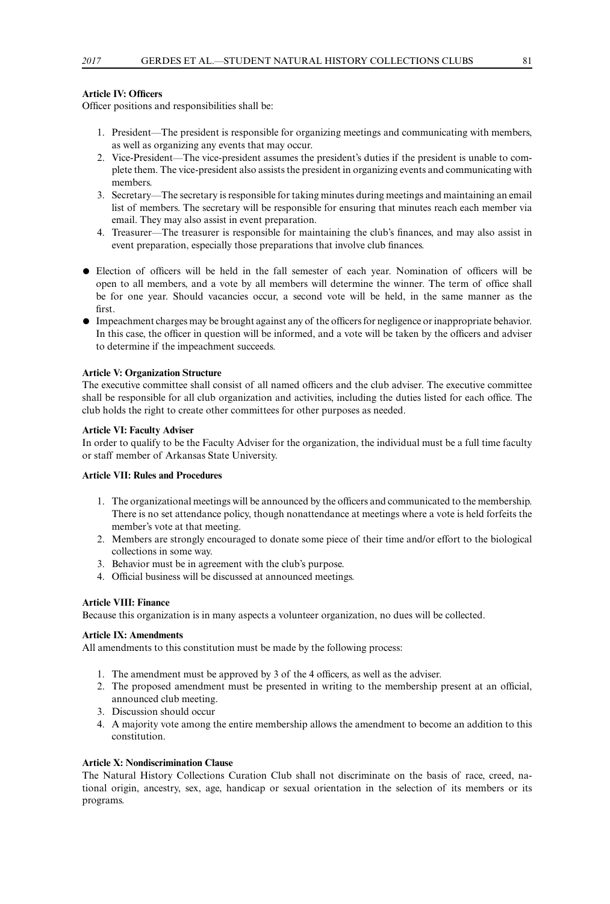**Article IV: Officers**

Officer positions and responsibilities shall be:

1. President—The president is responsible for organizing meetings and communicating with members, as well as organizing any events that may occur.
2. Vice-President—The vice-president assumes the president's duties if the president is unable to complete them. The vice-president also assists the president in organizing events and communicating with members.
3. Secretary—The secretary is responsible for taking minutes during meetings and maintaining an email list of members. The secretary will be responsible for ensuring that minutes reach each member via email. They may also assist in event preparation.
4. Treasurer—The treasurer is responsible for maintaining the club's finances, and may also assist in event preparation, especially those preparations that involve club finances.

- Election of officers will be held in the fall semester of each year. Nomination of officers will be open to all members, and a vote by all members will determine the winner. The term of office shall be for one year. Should vacancies occur, a second vote will be held, in the same manner as the first.
- Impeachment charges may be brought against any of the officers for negligence or inappropriate behavior. In this case, the officer in question will be informed, and a vote will be taken by the officers and adviser to determine if the impeachment succeeds.

**Article V: Organization Structure**

The executive committee shall consist of all named officers and the club adviser. The executive committee shall be responsible for all club organization and activities, including the duties listed for each office. The club holds the right to create other committees for other purposes as needed.

**Article VI: Faculty Adviser**

In order to qualify to be the Faculty Adviser for the organization, the individual must be a full time faculty or staff member of Arkansas State University.

**Article VII: Rules and Procedures**

1. The organizational meetings will be announced by the officers and communicated to the membership. There is no set attendance policy, though nonattendance at meetings where a vote is held forfeits the member's vote at that meeting.
2. Members are strongly encouraged to donate some piece of their time and/or effort to the biological collections in some way.
3. Behavior must be in agreement with the club's purpose.
4. Official business will be discussed at announced meetings.

**Article VIII: Finance**

Because this organization is in many aspects a volunteer organization, no dues will be collected.

**Article IX: Amendments**

All amendments to this constitution must be made by the following process:

1. The amendment must be approved by 3 of the 4 officers, as well as the adviser.
2. The proposed amendment must be presented in writing to the membership present at an official, announced club meeting.
3. Discussion should occur
4. A majority vote among the entire membership allows the amendment to become an addition to this constitution.

**Article X: Nondiscrimination Clause**

The Natural History Collections Curation Club shall not discriminate on the basis of race, creed, national origin, ancestry, sex, age, handicap or sexual orientation in the selection of its members or its programs.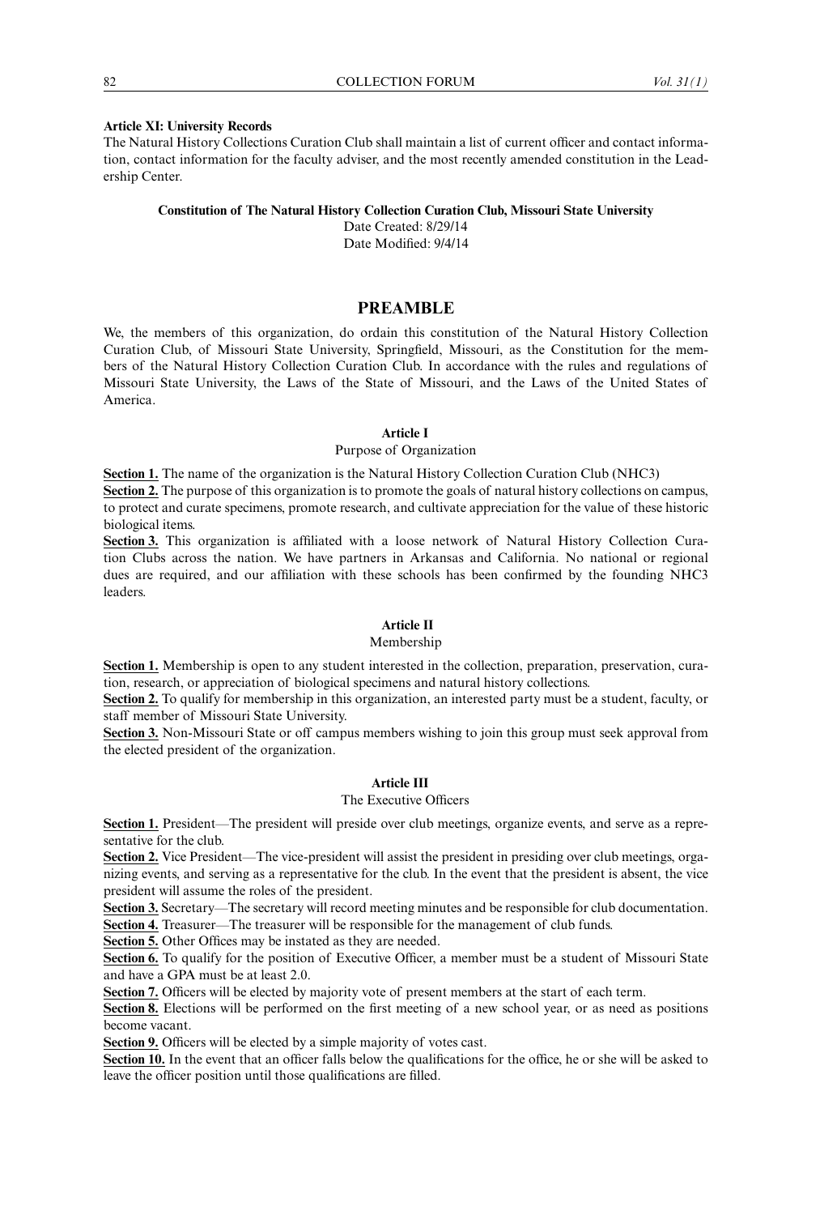**Article XI: University Records**

The Natural History Collections Curation Club shall maintain a list of current officer and contact information, contact information for the faculty adviser, and the most recently amended constitution in the Leadership Center.

**Constitution of The Natural History Collection Curation Club, Missouri State University**

Date Created: 8/29/14

Date Modified: 9/4/14

## PREAMBLE

We, the members of this organization, do ordain this constitution of the Natural History Collection Curation Club, of Missouri State University, Springfield, Missouri, as the Constitution for the members of the Natural History Collection Curation Club. In accordance with the rules and regulations of Missouri State University, the Laws of the State of Missouri, and the Laws of the United States of America.

### Article I

Purpose of Organization

**Section 1.** The name of the organization is the Natural History Collection Curation Club (NHC3)

**Section 2.** The purpose of this organization is to promote the goals of natural history collections on campus, to protect and curate specimens, promote research, and cultivate appreciation for the value of these historic biological items.

**Section 3.** This organization is affiliated with a loose network of Natural History Collection Curation Clubs across the nation. We have partners in Arkansas and California. No national or regional dues are required, and our affiliation with these schools has been confirmed by the founding NHC3 leaders.

### Article II

Membership

**Section 1.** Membership is open to any student interested in the collection, preparation, preservation, curation, research, or appreciation of biological specimens and natural history collections.

**Section 2.** To qualify for membership in this organization, an interested party must be a student, faculty, or staff member of Missouri State University.

**Section 3.** Non-Missouri State or off campus members wishing to join this group must seek approval from the elected president of the organization.

### Article III

The Executive Officers

**Section 1.** President—The president will preside over club meetings, organize events, and serve as a representative for the club.

**Section 2.** Vice President—The vice-president will assist the president in presiding over club meetings, organizing events, and serving as a representative for the club. In the event that the president is absent, the vice president will assume the roles of the president.

**Section 3.** Secretary—The secretary will record meeting minutes and be responsible for club documentation.

**Section 4.** Treasurer—The treasurer will be responsible for the management of club funds.

**Section 5.** Other Offices may be instated as they are needed.

**Section 6.** To qualify for the position of Executive Officer, a member must be a student of Missouri State and have a GPA must be at least 2.0.

**Section 7.** Officers will be elected by majority vote of present members at the start of each term.

**Section 8.** Elections will be performed on the first meeting of a new school year, or as need as positions become vacant.

**Section 9.** Officers will be elected by a simple majority of votes cast.

**Section 10.** In the event that an officer falls below the qualifications for the office, he or she will be asked to leave the officer position until those qualifications are filled.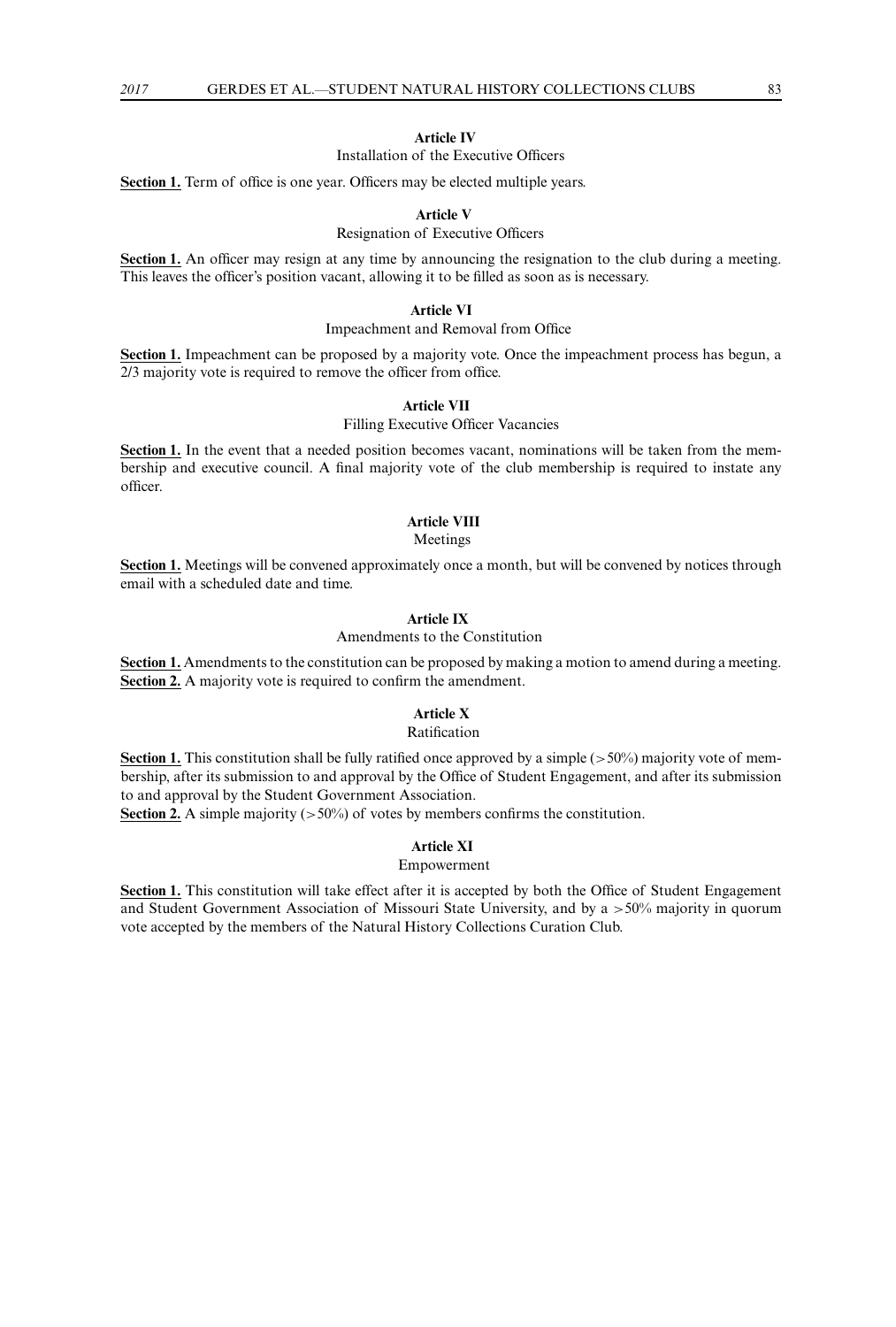**Article IV**

Installation of the Executive Officers

**Section 1.** Term of office is one year. Officers may be elected multiple years.

**Article V**

Resignation of Executive Officers

**Section 1.** An officer may resign at any time by announcing the resignation to the club during a meeting. This leaves the officer's position vacant, allowing it to be filled as soon as is necessary.

**Article VI**

Impeachment and Removal from Office

**Section 1.** Impeachment can be proposed by a majority vote. Once the impeachment process has begun, a 2/3 majority vote is required to remove the officer from office.

**Article VII**

Filling Executive Officer Vacancies

**Section 1.** In the event that a needed position becomes vacant, nominations will be taken from the membership and executive council. A final majority vote of the club membership is required to instate any officer.

**Article VIII**

Meetings

**Section 1.** Meetings will be convened approximately once a month, but will be convened by notices through email with a scheduled date and time.

**Article IX**

Amendments to the Constitution

**Section 1.** Amendments to the constitution can be proposed by making a motion to amend during a meeting.
**Section 2.** A majority vote is required to confirm the amendment.

**Article X**

Ratification

**Section 1.** This constitution shall be fully ratified once approved by a simple (>50%) majority vote of membership, after its submission to and approval by the Office of Student Engagement, and after its submission to and approval by the Student Government Association.
**Section 2.** A simple majority (>50%) of votes by members confirms the constitution.

**Article XI**

Empowerment

**Section 1.** This constitution will take effect after it is accepted by both the Office of Student Engagement and Student Government Association of Missouri State University, and by a >50% majority in quorum vote accepted by the members of the Natural History Collections Curation Club.